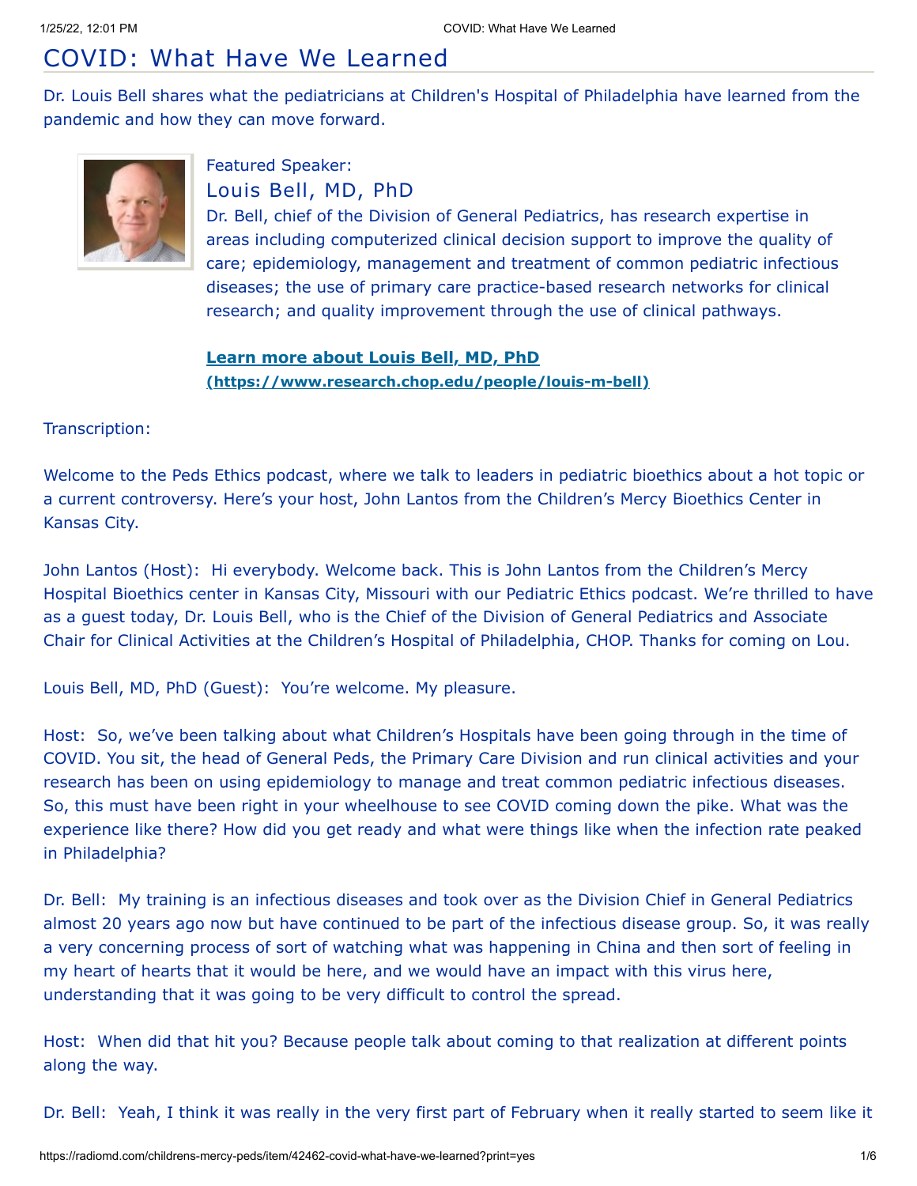# COVID: What Have We Learned

Dr. Louis Bell shares what the pediatricians at Children's Hospital of Philadelphia have learned from the pandemic and how they can move forward.

Featured Speaker:

## Louis Bell, MD, PhD

Dr. Bell, chief of the Division of General Pediatrics, has research expertise in areas including computerized clinical decision support to improve the quality of care; epidemiology, management and treatment of common pediatric infectious diseases; the use of primary care practice-based research networks for clinical research; and quality improvement through the use of clinical pathways.

**Learn more about Louis Bell, MD, PhD (https://www.research.chop.edu/people/louis-m-bell)**

Transcription:

Welcome to the Peds Ethics podcast, where we talk to leaders in pediatric bioethics about a hot topic or a current controversy. Here's your host, John Lantos from the Children's Mercy Bioethics Center in Kansas City.

John Lantos (Host): Hi everybody. Welcome back. This is John Lantos from the Children's Mercy Hospital Bioethics center in Kansas City, Missouri with our Pediatric Ethics podcast. We're thrilled to have as a guest today, Dr. Louis Bell, who is the Chief of the Division of General Pediatrics and Associate Chair for Clinical Activities at the Children's Hospital of Philadelphia, CHOP. Thanks for coming on Lou.

Louis Bell, MD, PhD (Guest): You're welcome. My pleasure.

Host: So, we've been talking about what Children's Hospitals have been going through in the time of COVID. You sit, the head of General Peds, the Primary Care Division and run clinical activities and your research has been on using epidemiology to manage and treat common pediatric infectious diseases. So, this must have been right in your wheelhouse to see COVID coming down the pike. What was the experience like there? How did you get ready and what were things like when the infection rate peaked in Philadelphia?

Dr. Bell: My training is an infectious diseases and took over as the Division Chief in General Pediatrics almost 20 years ago now but have continued to be part of the infectious disease group. So, it was really a very concerning process of sort of watching what was happening in China and then sort of feeling in my heart of hearts that it would be here, and we would have an impact with this virus here, understanding that it was going to be very difficult to control the spread.

Host: When did that hit you? Because people talk about coming to that realization at different points along the way.

Dr. Bell: Yeah, I think it was really in the very first part of February when it really started to seem like it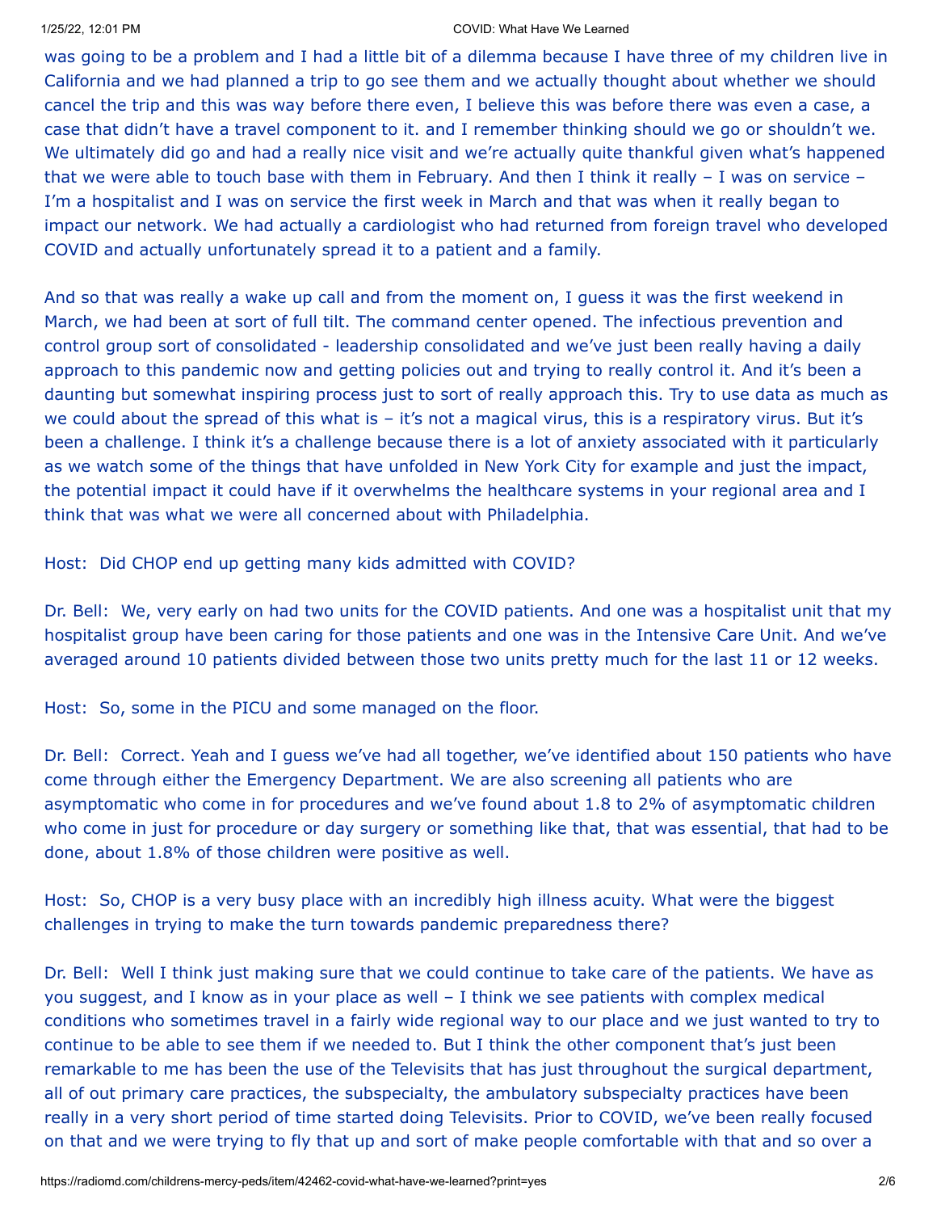was going to be a problem and I had a little bit of a dilemma because I have three of my children live in California and we had planned a trip to go see them and we actually thought about whether we should cancel the trip and this was way before there even, I believe this was before there was even a case, a case that didn't have a travel component to it. and I remember thinking should we go or shouldn't we. We ultimately did go and had a really nice visit and we're actually quite thankful given what's happened that we were able to touch base with them in February. And then I think it really – I was on service – I'm a hospitalist and I was on service the first week in March and that was when it really began to impact our network. We had actually a cardiologist who had returned from foreign travel who developed COVID and actually unfortunately spread it to a patient and a family.

And so that was really a wake up call and from the moment on, I guess it was the first weekend in March, we had been at sort of full tilt. The command center opened. The infectious prevention and control group sort of consolidated - leadership consolidated and we've just been really having a daily approach to this pandemic now and getting policies out and trying to really control it. And it's been a daunting but somewhat inspiring process just to sort of really approach this. Try to use data as much as we could about the spread of this what is – it's not a magical virus, this is a respiratory virus. But it's been a challenge. I think it's a challenge because there is a lot of anxiety associated with it particularly as we watch some of the things that have unfolded in New York City for example and just the impact, the potential impact it could have if it overwhelms the healthcare systems in your regional area and I think that was what we were all concerned about with Philadelphia.

Host: Did CHOP end up getting many kids admitted with COVID?

Dr. Bell: We, very early on had two units for the COVID patients. And one was a hospitalist unit that my hospitalist group have been caring for those patients and one was in the Intensive Care Unit. And we've averaged around 10 patients divided between those two units pretty much for the last 11 or 12 weeks.

Host: So, some in the PICU and some managed on the floor.

Dr. Bell: Correct. Yeah and I guess we've had all together, we've identified about 150 patients who have come through either the Emergency Department. We are also screening all patients who are asymptomatic who come in for procedures and we've found about 1.8 to 2% of asymptomatic children who come in just for procedure or day surgery or something like that, that was essential, that had to be done, about 1.8% of those children were positive as well.

Host: So, CHOP is a very busy place with an incredibly high illness acuity. What were the biggest challenges in trying to make the turn towards pandemic preparedness there?

Dr. Bell: Well I think just making sure that we could continue to take care of the patients. We have as you suggest, and I know as in your place as well – I think we see patients with complex medical conditions who sometimes travel in a fairly wide regional way to our place and we just wanted to try to continue to be able to see them if we needed to. But I think the other component that's just been remarkable to me has been the use of the Televisits that has just throughout the surgical department, all of out primary care practices, the subspecialty, the ambulatory subspecialty practices have been really in a very short period of time started doing Televisits. Prior to COVID, we've been really focused on that and we were trying to fly that up and sort of make people comfortable with that and so over a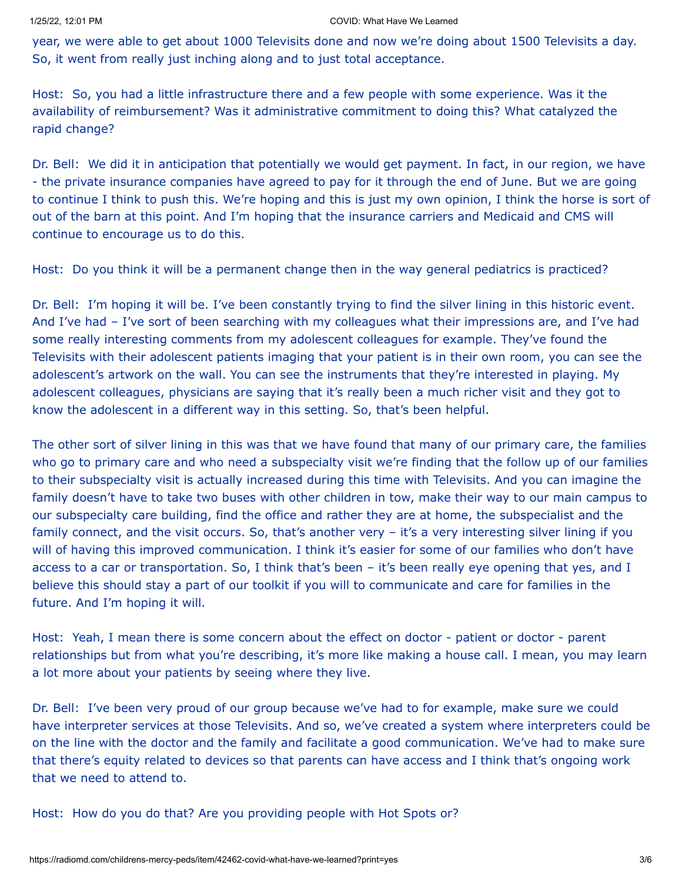year, we were able to get about 1000 Televisits done and now we're doing about 1500 Televisits a day. So, it went from really just inching along and to just total acceptance.

Host: So, you had a little infrastructure there and a few people with some experience. Was it the availability of reimbursement? Was it administrative commitment to doing this? What catalyzed the rapid change?

Dr. Bell: We did it in anticipation that potentially we would get payment. In fact, in our region, we have - the private insurance companies have agreed to pay for it through the end of June. But we are going to continue I think to push this. We're hoping and this is just my own opinion, I think the horse is sort of out of the barn at this point. And I'm hoping that the insurance carriers and Medicaid and CMS will continue to encourage us to do this.

Host: Do you think it will be a permanent change then in the way general pediatrics is practiced?

Dr. Bell: I'm hoping it will be. I've been constantly trying to find the silver lining in this historic event. And I've had – I've sort of been searching with my colleagues what their impressions are, and I've had some really interesting comments from my adolescent colleagues for example. They've found the Televisits with their adolescent patients imaging that your patient is in their own room, you can see the adolescent's artwork on the wall. You can see the instruments that they're interested in playing. My adolescent colleagues, physicians are saying that it's really been a much richer visit and they got to know the adolescent in a different way in this setting. So, that's been helpful.

The other sort of silver lining in this was that we have found that many of our primary care, the families who go to primary care and who need a subspecialty visit we're finding that the follow up of our families to their subspecialty visit is actually increased during this time with Televisits. And you can imagine the family doesn't have to take two buses with other children in tow, make their way to our main campus to our subspecialty care building, find the office and rather they are at home, the subspecialist and the family connect, and the visit occurs. So, that's another very – it's a very interesting silver lining if you will of having this improved communication. I think it's easier for some of our families who don't have access to a car or transportation. So, I think that's been – it's been really eye opening that yes, and I believe this should stay a part of our toolkit if you will to communicate and care for families in the future. And I'm hoping it will.

Host: Yeah, I mean there is some concern about the effect on doctor - patient or doctor - parent relationships but from what you're describing, it's more like making a house call. I mean, you may learn a lot more about your patients by seeing where they live.

Dr. Bell: I've been very proud of our group because we've had to for example, make sure we could have interpreter services at those Televisits. And so, we've created a system where interpreters could be on the line with the doctor and the family and facilitate a good communication. We've had to make sure that there's equity related to devices so that parents can have access and I think that's ongoing work that we need to attend to.

Host: How do you do that? Are you providing people with Hot Spots or?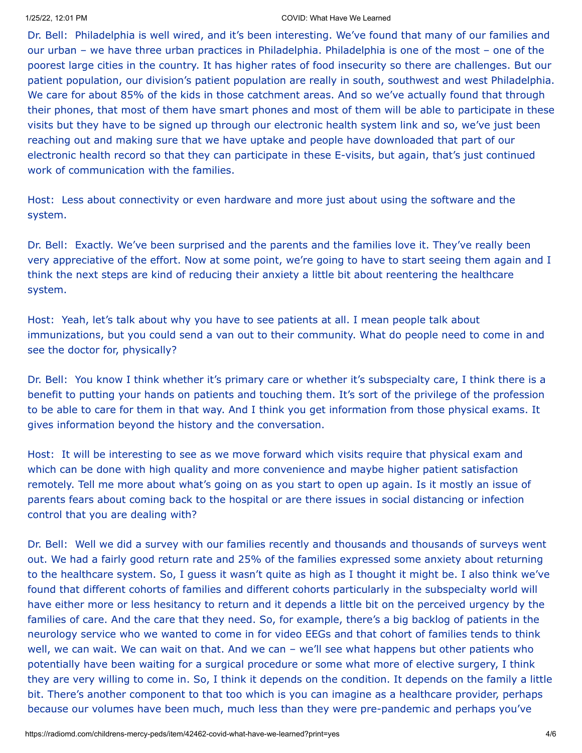Dr. Bell: Philadelphia is well wired, and it's been interesting. We've found that many of our families and our urban – we have three urban practices in Philadelphia. Philadelphia is one of the most – one of the poorest large cities in the country. It has higher rates of food insecurity so there are challenges. But our patient population, our division's patient population are really in south, southwest and west Philadelphia. We care for about 85% of the kids in those catchment areas. And so we've actually found that through their phones, that most of them have smart phones and most of them will be able to participate in these visits but they have to be signed up through our electronic health system link and so, we've just been reaching out and making sure that we have uptake and people have downloaded that part of our electronic health record so that they can participate in these E-visits, but again, that's just continued work of communication with the families.

Host: Less about connectivity or even hardware and more just about using the software and the system.

Dr. Bell: Exactly. We've been surprised and the parents and the families love it. They've really been very appreciative of the effort. Now at some point, we're going to have to start seeing them again and I think the next steps are kind of reducing their anxiety a little bit about reentering the healthcare system.

Host: Yeah, let's talk about why you have to see patients at all. I mean people talk about immunizations, but you could send a van out to their community. What do people need to come in and see the doctor for, physically?

Dr. Bell: You know I think whether it's primary care or whether it's subspecialty care, I think there is a benefit to putting your hands on patients and touching them. It's sort of the privilege of the profession to be able to care for them in that way. And I think you get information from those physical exams. It gives information beyond the history and the conversation.

Host: It will be interesting to see as we move forward which visits require that physical exam and which can be done with high quality and more convenience and maybe higher patient satisfaction remotely. Tell me more about what's going on as you start to open up again. Is it mostly an issue of parents fears about coming back to the hospital or are there issues in social distancing or infection control that you are dealing with?

Dr. Bell: Well we did a survey with our families recently and thousands and thousands of surveys went out. We had a fairly good return rate and 25% of the families expressed some anxiety about returning to the healthcare system. So, I guess it wasn't quite as high as I thought it might be. I also think we've found that different cohorts of families and different cohorts particularly in the subspecialty world will have either more or less hesitancy to return and it depends a little bit on the perceived urgency by the families of care. And the care that they need. So, for example, there's a big backlog of patients in the neurology service who we wanted to come in for video EEGs and that cohort of families tends to think well, we can wait. We can wait on that. And we can – we'll see what happens but other patients who potentially have been waiting for a surgical procedure or some what more of elective surgery, I think they are very willing to come in. So, I think it depends on the condition. It depends on the family a little bit. There's another component to that too which is you can imagine as a healthcare provider, perhaps because our volumes have been much, much less than they were pre-pandemic and perhaps you've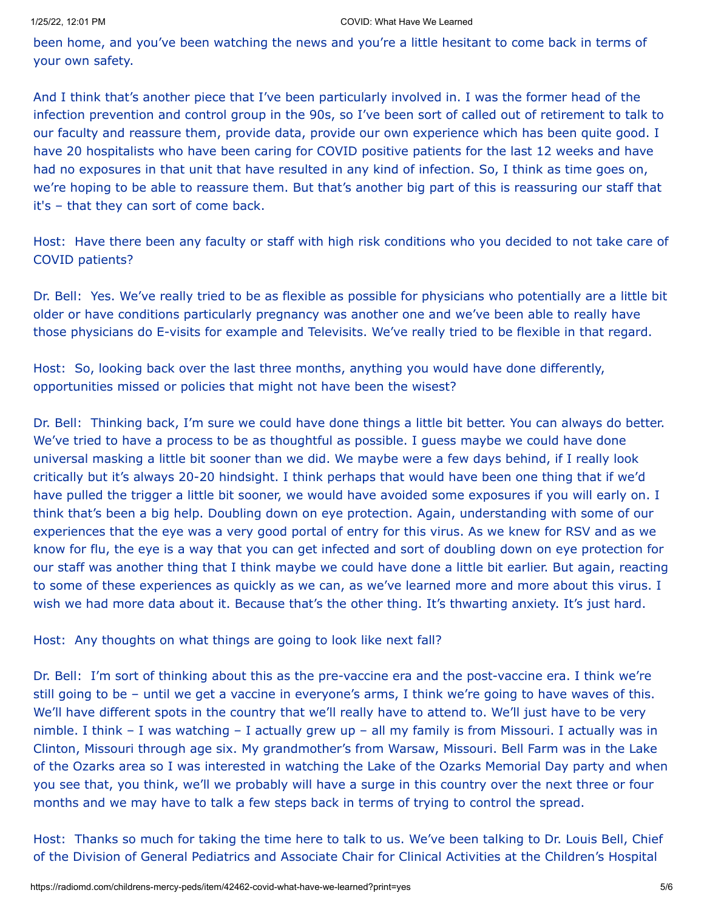been home, and you've been watching the news and you're a little hesitant to come back in terms of your own safety.

And I think that's another piece that I've been particularly involved in. I was the former head of the infection prevention and control group in the 90s, so I've been sort of called out of retirement to talk to our faculty and reassure them, provide data, provide our own experience which has been quite good. I have 20 hospitalists who have been caring for COVID positive patients for the last 12 weeks and have had no exposures in that unit that have resulted in any kind of infection. So, I think as time goes on, we're hoping to be able to reassure them. But that's another big part of this is reassuring our staff that it's – that they can sort of come back.

Host: Have there been any faculty or staff with high risk conditions who you decided to not take care of COVID patients?

Dr. Bell: Yes. We've really tried to be as flexible as possible for physicians who potentially are a little bit older or have conditions particularly pregnancy was another one and we've been able to really have those physicians do E-visits for example and Televisits. We've really tried to be flexible in that regard.

Host: So, looking back over the last three months, anything you would have done differently, opportunities missed or policies that might not have been the wisest?

Dr. Bell: Thinking back, I'm sure we could have done things a little bit better. You can always do better. We've tried to have a process to be as thoughtful as possible. I guess maybe we could have done universal masking a little bit sooner than we did. We maybe were a few days behind, if I really look critically but it's always 20-20 hindsight. I think perhaps that would have been one thing that if we'd have pulled the trigger a little bit sooner, we would have avoided some exposures if you will early on. I think that's been a big help. Doubling down on eye protection. Again, understanding with some of our experiences that the eye was a very good portal of entry for this virus. As we knew for RSV and as we know for flu, the eye is a way that you can get infected and sort of doubling down on eye protection for our staff was another thing that I think maybe we could have done a little bit earlier. But again, reacting to some of these experiences as quickly as we can, as we've learned more and more about this virus. I wish we had more data about it. Because that's the other thing. It's thwarting anxiety. It's just hard.

Host: Any thoughts on what things are going to look like next fall?

Dr. Bell: I'm sort of thinking about this as the pre-vaccine era and the post-vaccine era. I think we're still going to be – until we get a vaccine in everyone's arms, I think we're going to have waves of this. We'll have different spots in the country that we'll really have to attend to. We'll just have to be very nimble. I think – I was watching – I actually grew up – all my family is from Missouri. I actually was in Clinton, Missouri through age six. My grandmother's from Warsaw, Missouri. Bell Farm was in the Lake of the Ozarks area so I was interested in watching the Lake of the Ozarks Memorial Day party and when you see that, you think, we'll we probably will have a surge in this country over the next three or four months and we may have to talk a few steps back in terms of trying to control the spread.

Host: Thanks so much for taking the time here to talk to us. We've been talking to Dr. Louis Bell, Chief of the Division of General Pediatrics and Associate Chair for Clinical Activities at the Children's Hospital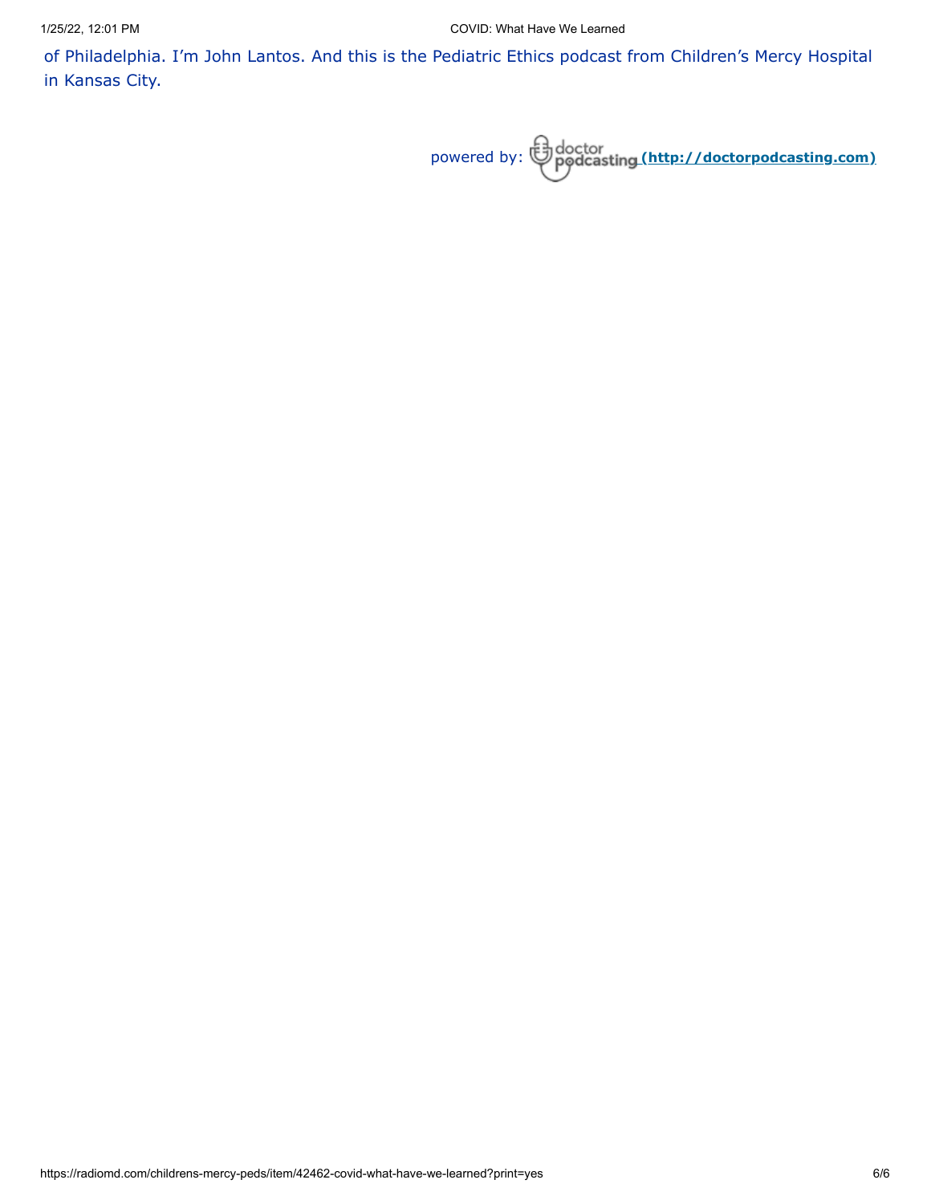of Philadelphia. I'm John Lantos. And this is the Pediatric Ethics podcast from Children's Mercy Hospital in Kansas City.

powered by: doctor podcasting (http://doctorpodcasting.com)